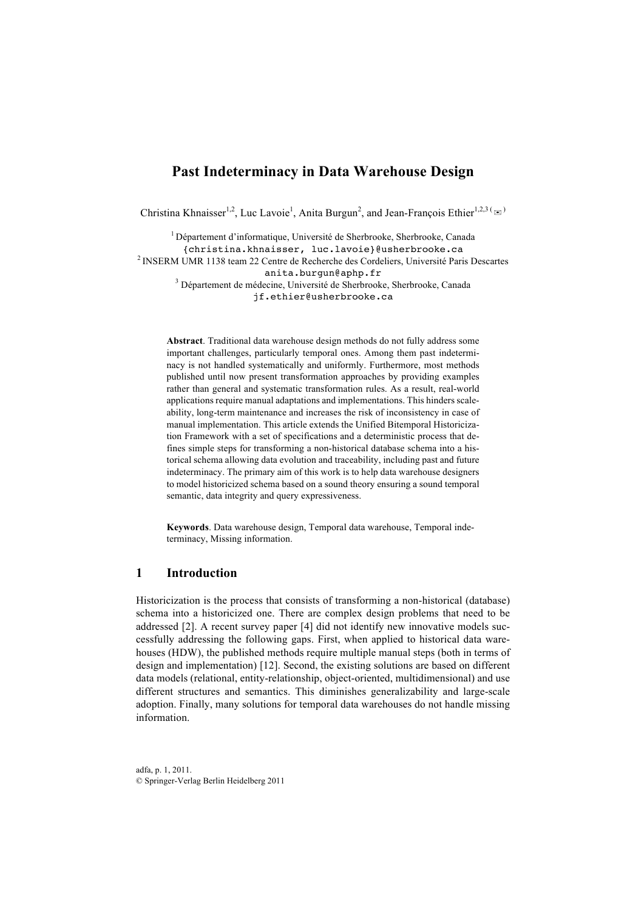# Past Indeterminacy in Data Warehouse Design

Christina Khnaisser[1,2], Luc Lavoie[1], Anita Burgun[2], and Jean-François Ethier[1,2,3] (✉)

[1] Département d'informatique, Université de Sherbrooke, Sherbrooke, Canada
{christina.khnaisser, luc.lavoie}@usherbrooke.ca
[2] INSERM UMR 1138 team 22 Centre de Recherche des Cordeliers, Université Paris Descartes
anita.burgun@aphp.fr
[3] Département de médecine, Université de Sherbrooke, Sherbrooke, Canada
jf.ethier@usherbrooke.ca

**Abstract**. Traditional data warehouse design methods do not fully address some important challenges, particularly temporal ones. Among them past indeterminacy is not handled systematically and uniformly. Furthermore, most methods published until now present transformation approaches by providing examples rather than general and systematic transformation rules. As a result, real-world applications require manual adaptations and implementations. This hinders scaleability, long-term maintenance and increases the risk of inconsistency in case of manual implementation. This article extends the Unified Bitemporal Historicization Framework with a set of specifications and a deterministic process that defines simple steps for transforming a non-historical database schema into a historical schema allowing data evolution and traceability, including past and future indeterminacy. The primary aim of this work is to help data warehouse designers to model historicized schema based on a sound theory ensuring a sound temporal semantic, data integrity and query expressiveness.

**Keywords**. Data warehouse design, Temporal data warehouse, Temporal indeterminacy, Missing information.

## 1 Introduction

Historicization is the process that consists of transforming a non-historical (database) schema into a historicized one. There are complex design problems that need to be addressed [2]. A recent survey paper [4] did not identify new innovative models successfully addressing the following gaps. First, when applied to historical data warehouses (HDW), the published methods require multiple manual steps (both in terms of design and implementation) [12]. Second, the existing solutions are based on different data models (relational, entity-relationship, object-oriented, multidimensional) and use different structures and semantics. This diminishes generalizability and large-scale adoption. Finally, many solutions for temporal data warehouses do not handle missing information.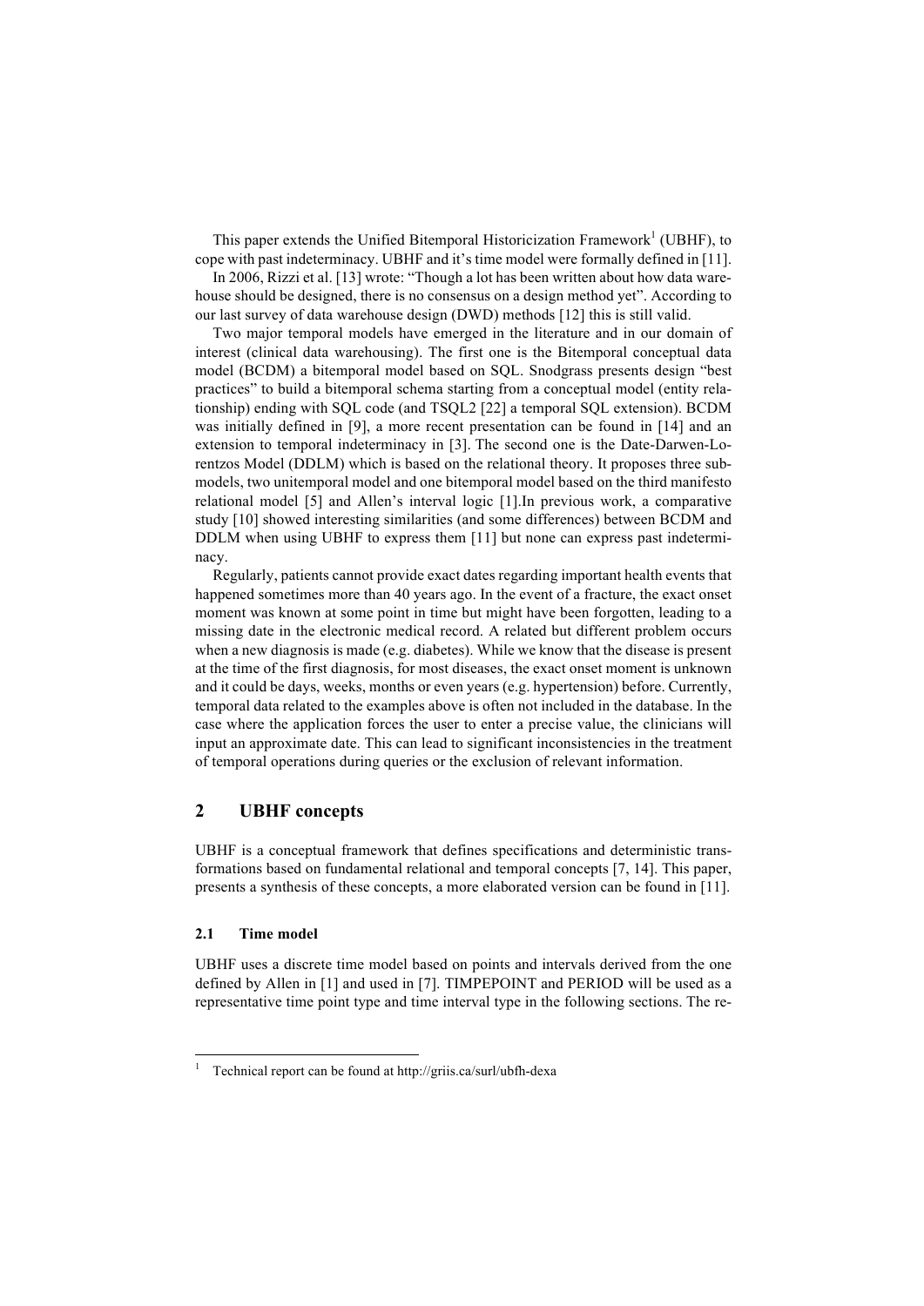This paper extends the Unified Bitemporal Historicization Framework[1] (UBHF), to cope with past indeterminacy. UBHF and it's time model were formally defined in [11].

In 2006, Rizzi et al. [13] wrote: "Though a lot has been written about how data warehouse should be designed, there is no consensus on a design method yet". According to our last survey of data warehouse design (DWD) methods [12] this is still valid.

Two major temporal models have emerged in the literature and in our domain of interest (clinical data warehousing). The first one is the Bitemporal conceptual data model (BCDM) a bitemporal model based on SQL. Snodgrass presents design "best practices" to build a bitemporal schema starting from a conceptual model (entity relationship) ending with SQL code (and TSQL2 [22] a temporal SQL extension). BCDM was initially defined in [9], a more recent presentation can be found in [14] and an extension to temporal indeterminacy in [3]. The second one is the Date-Darwen-Lorentzos Model (DDLM) which is based on the relational theory. It proposes three submodels, two unitemporal model and one bitemporal model based on the third manifesto relational model [5] and Allen's interval logic [1].In previous work, a comparative study [10] showed interesting similarities (and some differences) between BCDM and DDLM when using UBHF to express them [11] but none can express past indeterminacy.

Regularly, patients cannot provide exact dates regarding important health events that happened sometimes more than 40 years ago. In the event of a fracture, the exact onset moment was known at some point in time but might have been forgotten, leading to a missing date in the electronic medical record. A related but different problem occurs when a new diagnosis is made (e.g. diabetes). While we know that the disease is present at the time of the first diagnosis, for most diseases, the exact onset moment is unknown and it could be days, weeks, months or even years (e.g. hypertension) before. Currently, temporal data related to the examples above is often not included in the database. In the case where the application forces the user to enter a precise value, the clinicians will input an approximate date. This can lead to significant inconsistencies in the treatment of temporal operations during queries or the exclusion of relevant information.

## 2 UBHF concepts

UBHF is a conceptual framework that defines specifications and deterministic transformations based on fundamental relational and temporal concepts [7, 14]. This paper, presents a synthesis of these concepts, a more elaborated version can be found in [11].

### 2.1 Time model

UBHF uses a discrete time model based on points and intervals derived from the one defined by Allen in [1] and used in [7]. TIMPEPOINT and PERIOD will be used as a representative time point type and time interval type in the following sections. The re-

[1] Technical report can be found at http://griis.ca/surl/ubfh-dexa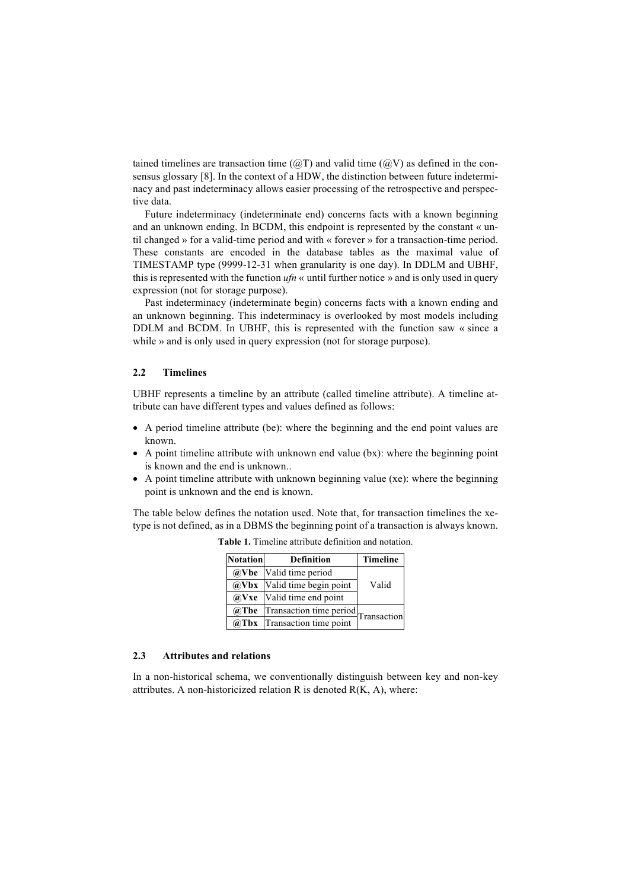tained timelines are transaction time (@T) and valid time (@V) as defined in the consensus glossary [8]. In the context of a HDW, the distinction between future indeterminacy and past indeterminacy allows easier processing of the retrospective and perspective data.

Future indeterminacy (indeterminate end) concerns facts with a known beginning and an unknown ending. In BCDM, this endpoint is represented by the constant « until changed » for a valid-time period and with « forever » for a transaction-time period. These constants are encoded in the database tables as the maximal value of TIMESTAMP type (9999-12-31 when granularity is one day). In DDLM and UBHF, this is represented with the function *ufn* « until further notice » and is only used in query expression (not for storage purpose).

Past indeterminacy (indeterminate begin) concerns facts with a known ending and an unknown beginning. This indeterminacy is overlooked by most models including DDLM and BCDM. In UBHF, this is represented with the function saw « since a while » and is only used in query expression (not for storage purpose).

### 2.2 Timelines

UBHF represents a timeline by an attribute (called timeline attribute). A timeline attribute can have different types and values defined as follows:

- A period timeline attribute (be): where the beginning and the end point values are known.
- A point timeline attribute with unknown end value (bx): where the beginning point is known and the end is unknown..
- A point timeline attribute with unknown beginning value (xe): where the beginning point is unknown and the end is known.

The table below defines the notation used. Note that, for transaction timelines the xe-type is not defined, as in a DBMS the beginning point of a transaction is always known.

**Table 1.** Timeline attribute definition and notation.

| Notation | Definition | Timeline |
|---|---|---|
| **@Vbe** | Valid time period | Valid |
| **@Vbx** | Valid time begin point | |
| **@Vxe** | Valid time end point | |
| **@Tbe** | Transaction time period | Transaction |
| **@Tbx** | Transaction time point | |

### 2.3 Attributes and relations

In a non-historical schema, we conventionally distinguish between key and non-key attributes. A non-historicized relation R is denoted R(K, A), where: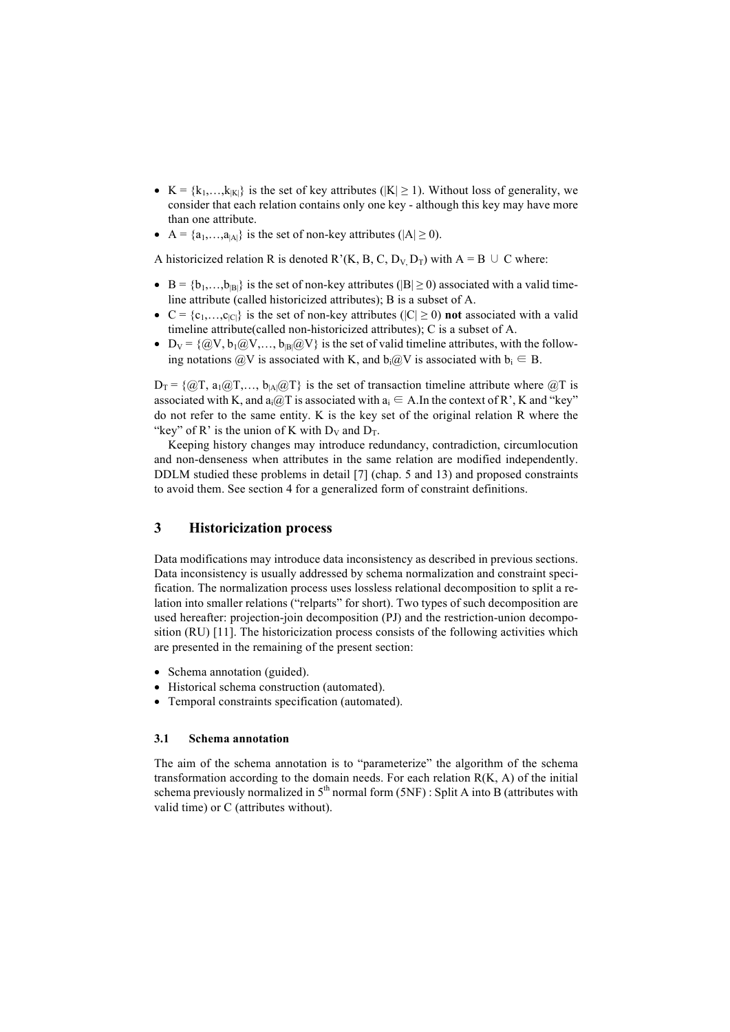- $K = \{k_1,\ldots,k_{|K|}\}$ is the set of key attributes ($|K| \geq 1$). Without loss of generality, we consider that each relation contains only one key - although this key may have more than one attribute.
- $A = \{a_1,\ldots,a_{|A|}\}$ is the set of non-key attributes ($|A| \geq 0$).

A historicized relation R is denoted $R'(K, B, C, D_V, D_T)$ with $A = B \cup C$ where:

- $B = \{b_1,\ldots,b_{|B|}\}$ is the set of non-key attributes ($|B| \geq 0$) associated with a valid timeline attribute (called historicized attributes); B is a subset of A.
- $C = \{c_1,\ldots,c_{|C|}\}$ is the set of non-key attributes ($|C| \geq 0$) **not** associated with a valid timeline attribute(called non-historicized attributes); C is a subset of A.
- $D_V = \{@V, b_1@V,\ldots, b_{|B|}@V\}$ is the set of valid timeline attributes, with the following notations @V is associated with K, and $b_i@V$ is associated with $b_i \in B$.

$D_T = \{@T, a_1@T,\ldots, a_{|A|}@T\}$ is the set of transaction timeline attribute where @T is associated with K, and $a_i@T$ is associated with $a_i \in A$.In the context of R', K and "key" do not refer to the same entity. K is the key set of the original relation R where the "key" of R' is the union of K with $D_V$ and $D_T$.

Keeping history changes may introduce redundancy, contradiction, circumlocution and non-denseness when attributes in the same relation are modified independently. DDLM studied these problems in detail [7] (chap. 5 and 13) and proposed constraints to avoid them. See section 4 for a generalized form of constraint definitions.

## 3 Historicization process

Data modifications may introduce data inconsistency as described in previous sections. Data inconsistency is usually addressed by schema normalization and constraint specification. The normalization process uses lossless relational decomposition to split a relation into smaller relations ("relparts" for short). Two types of such decomposition are used hereafter: projection-join decomposition (PJ) and the restriction-union decomposition (RU) [11]. The historicization process consists of the following activities which are presented in the remaining of the present section:

- Schema annotation (guided).
- Historical schema construction (automated).
- Temporal constraints specification (automated).

### 3.1 Schema annotation

The aim of the schema annotation is to "parameterize" the algorithm of the schema transformation according to the domain needs. For each relation R(K, A) of the initial schema previously normalized in 5th normal form (5NF) : Split A into B (attributes with valid time) or C (attributes without).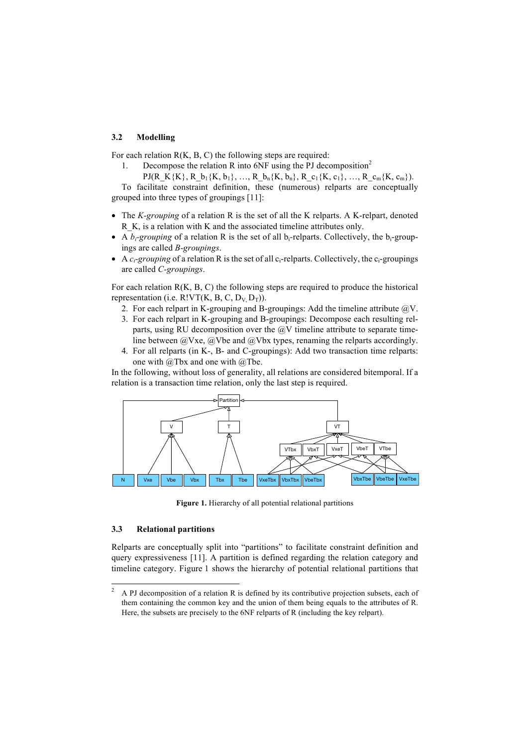### 3.2 Modelling

For each relation R(K, B, C) the following steps are required:

1. Decompose the relation R into 6NF using the PJ decomposition[2]

   PJ(R_K{K}, R_$b_1${K, $b_1$}, …, R_$b_n${K, $b_n$}, R_$c_1${K, $c_1$}, …, R_$c_m${K, $c_m$}).

To facilitate constraint definition, these (numerous) relparts are conceptually grouped into three types of groupings [11]:

- The *K-grouping* of a relation R is the set of all the K relparts. A K-relpart, denoted R_K, is a relation with K and the associated timeline attributes only.
- A *$b_i$-grouping* of a relation R is the set of all $b_i$-relparts. Collectively, the $b_i$-groupings are called *B-groupings*.
- A *$c_i$-grouping* of a relation R is the set of all $c_i$-relparts. Collectively, the $c_i$-groupings are called *C-groupings*.

For each relation R(K, B, C) the following steps are required to produce the historical representation (i.e. R!VT(K, B, C, $D_V$, $D_T$)).

2. For each relpart in K-grouping and B-groupings: Add the timeline attribute @V.
3. For each relpart in K-grouping and B-groupings: Decompose each resulting relparts, using RU decomposition over the @V timeline attribute to separate timeline between @Vxe, @Vbe and @Vbx types, renaming the relparts accordingly.
4. For all relparts (in K-, B- and C-groupings): Add two transaction time relparts: one with @Tbx and one with @Tbe.

In the following, without loss of generality, all relations are considered bitemporal. If a relation is a transaction time relation, only the last step is required.

**Figure 1.** Hierarchy of all potential relational partitions

### 3.3 Relational partitions

Relparts are conceptually split into "partitions" to facilitate constraint definition and query expressiveness [11]. A partition is defined regarding the relation category and timeline category. Figure 1 shows the hierarchy of potential relational partitions that

[2] A PJ decomposition of a relation R is defined by its contributive projection subsets, each of them containing the common key and the union of them being equals to the attributes of R. Here, the subsets are precisely to the 6NF relparts of R (including the key relpart).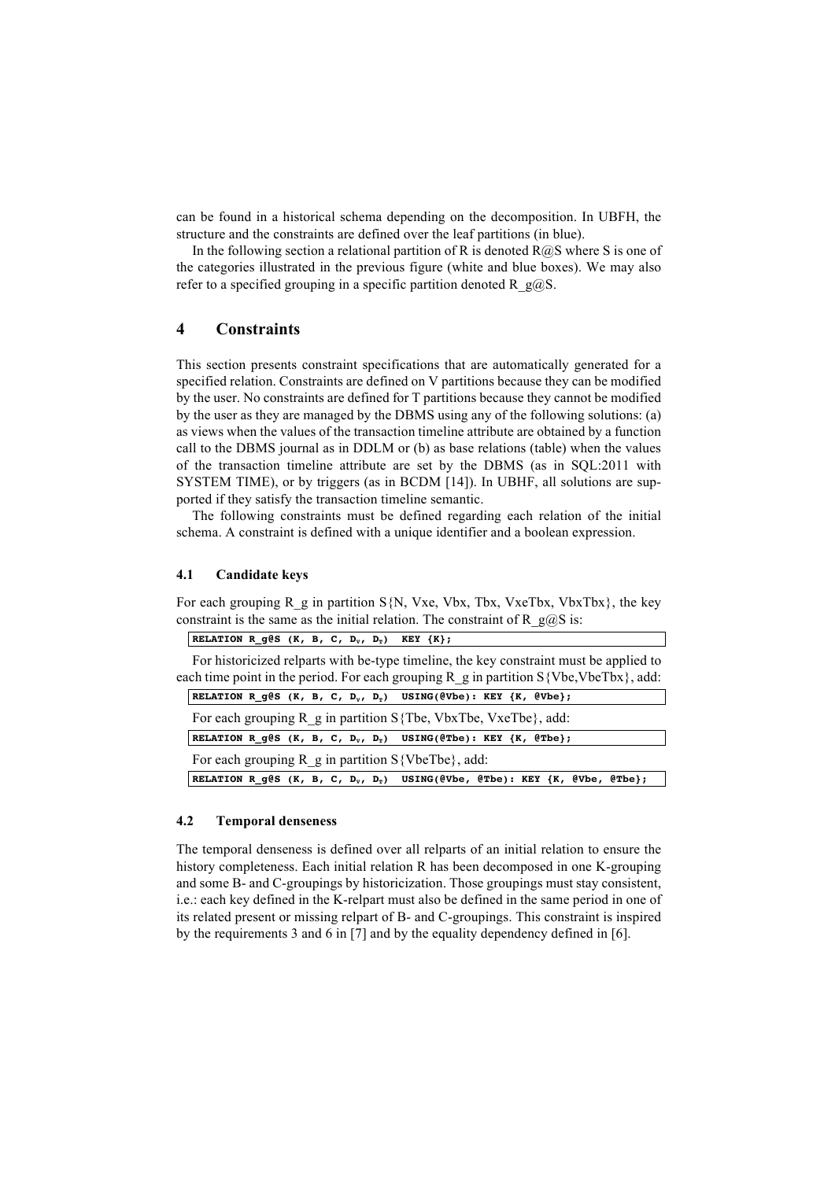can be found in a historical schema depending on the decomposition. In UBFH, the structure and the constraints are defined over the leaf partitions (in blue).

In the following section a relational partition of R is denoted R@S where S is one of the categories illustrated in the previous figure (white and blue boxes). We may also refer to a specified grouping in a specific partition denoted R_g@S.

# 4 Constraints

This section presents constraint specifications that are automatically generated for a specified relation. Constraints are defined on V partitions because they can be modified by the user. No constraints are defined for T partitions because they cannot be modified by the user as they are managed by the DBMS using any of the following solutions: (a) as views when the values of the transaction timeline attribute are obtained by a function call to the DBMS journal as in DDLM or (b) as base relations (table) when the values of the transaction timeline attribute are set by the DBMS (as in SQL:2011 with SYSTEM TIME), or by triggers (as in BCDM [14]). In UBHF, all solutions are supported if they satisfy the transaction timeline semantic.

The following constraints must be defined regarding each relation of the initial schema. A constraint is defined with a unique identifier and a boolean expression.

## 4.1 Candidate keys

For each grouping R_g in partition S{N, Vxe, Vbx, Tbx, VxeTbx, VbxTbx}, the key constraint is the same as the initial relation. The constraint of R_g@S is:

```
RELATION R_g@S (K, B, C, Dv, DT)  KEY {K};
```

For historicized relparts with be-type timeline, the key constraint must be applied to each time point in the period. For each grouping R_g in partition S{Vbe,VbeTbx}, add:

```
RELATION R_g@S (K, B, C, Dv, DT)  USING(@Vbe): KEY {K, @Vbe};
```

For each grouping R_g in partition S{Tbe, VbxTbe, VxeTbe}, add:

```
RELATION R_g@S (K, B, C, Dv, DT)  USING(@Tbe): KEY {K, @Tbe};
```

For each grouping R_g in partition S{VbeTbe}, add:

```
RELATION R_g@S (K, B, C, Dv, DT)  USING(@Vbe, @Tbe): KEY {K, @Vbe, @Tbe};
```

## 4.2 Temporal denseness

The temporal denseness is defined over all relparts of an initial relation to ensure the history completeness. Each initial relation R has been decomposed in one K-grouping and some B- and C-groupings by historicization. Those groupings must stay consistent, i.e.: each key defined in the K-relpart must also be defined in the same period in one of its related present or missing relpart of B- and C-groupings. This constraint is inspired by the requirements 3 and 6 in [7] and by the equality dependency defined in [6].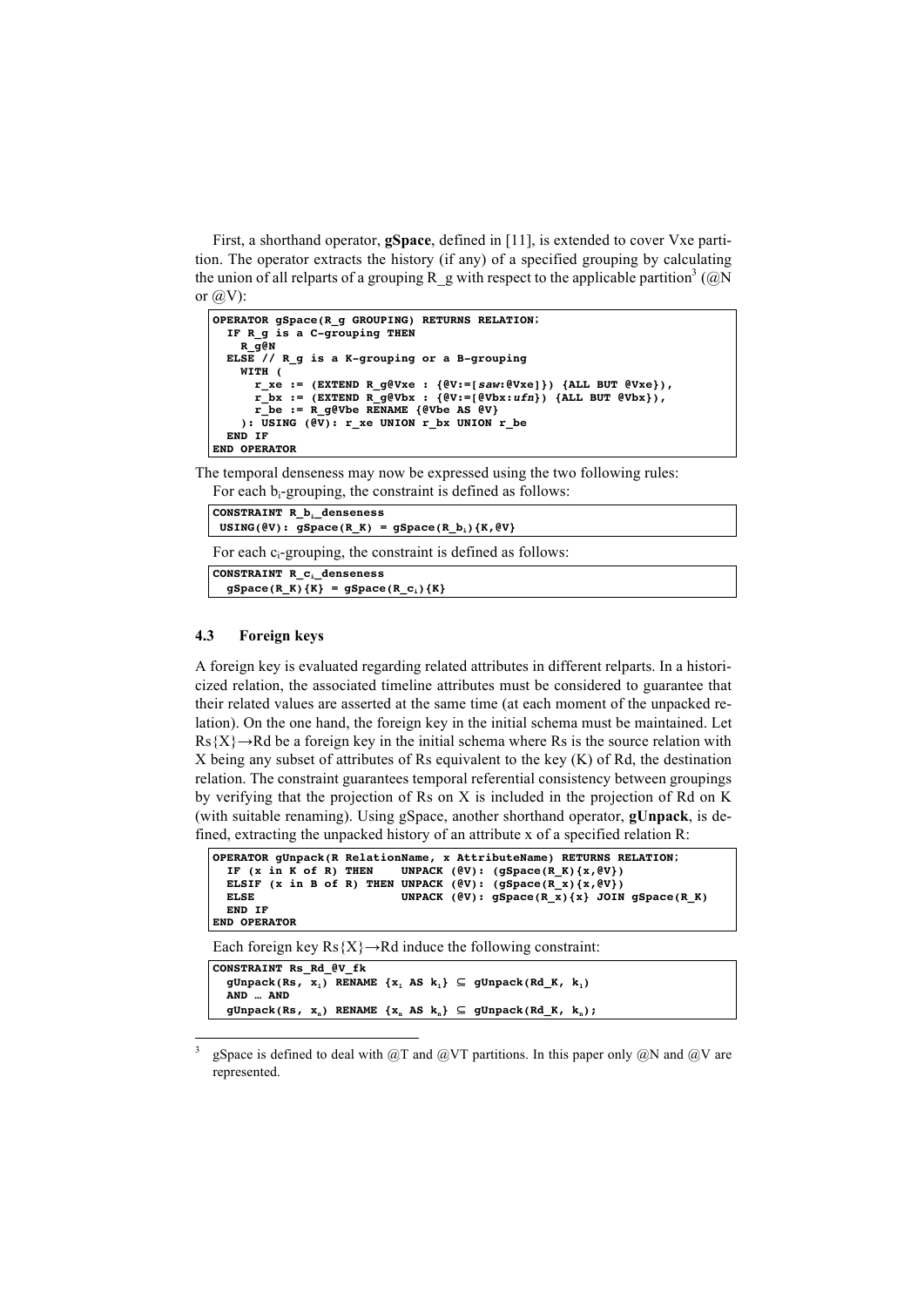First, a shorthand operator, **gSpace**, defined in [11], is extended to cover Vxe partition. The operator extracts the history (if any) of a specified grouping by calculating the union of all relparts of a grouping R_g with respect to the applicable partition[3] (@N or @V):

```
OPERATOR gSpace(R_g GROUPING) RETURNS RELATION;
  IF R_g is a C-grouping THEN
    R_g@N
  ELSE // R_g is a K-grouping or a B-grouping
    WITH (
      r_xe := (EXTEND R_g@Vxe : {@V:=[saw:@Vxe]}) {ALL BUT @Vxe}),
      r_bx := (EXTEND R_g@Vbx : {@V:=[@Vbx:ufn}) {ALL BUT @Vbx}),
      r_be := R_g@Vbe RENAME {@Vbe AS @V}
    ): USING (@V): r_xe UNION r_bx UNION r_be
  END IF
END OPERATOR
```

The temporal denseness may now be expressed using the two following rules:

For each $b_i$-grouping, the constraint is defined as follows:

```
CONSTRAINT R_bi_denseness
 USING(@V): gSpace(R_K) = gSpace(R_bi){K,@V}
```

For each $c_i$-grouping, the constraint is defined as follows:

```
CONSTRAINT R_ci_denseness
  gSpace(R_K){K} = gSpace(R_ci){K}
```

### 4.3 Foreign keys

A foreign key is evaluated regarding related attributes in different relparts. In a historicized relation, the associated timeline attributes must be considered to guarantee that their related values are asserted at the same time (at each moment of the unpacked relation). On the one hand, the foreign key in the initial schema must be maintained. Let Rs{X}→Rd be a foreign key in the initial schema where Rs is the source relation with X being any subset of attributes of Rs equivalent to the key (K) of Rd, the destination relation. The constraint guarantees temporal referential consistency between groupings by verifying that the projection of Rs on X is included in the projection of Rd on K (with suitable renaming). Using gSpace, another shorthand operator, **gUnpack**, is defined, extracting the unpacked history of an attribute x of a specified relation R:

```
OPERATOR gUnpack(R RelationName, x AttributeName) RETURNS RELATION;
  IF (x in K of R) THEN    UNPACK (@V): (gSpace(R_K){x,@V})
  ELSIF (x in B of R) THEN UNPACK (@V): (gSpace(R_x){x,@V})
  ELSE                     UNPACK (@V): gSpace(R_x){x} JOIN gSpace(R_K)
  END IF
END OPERATOR
```

Each foreign key Rs{X}→Rd induce the following constraint:

```
CONSTRAINT Rs_Rd_@V_fk
  gUnpack(Rs, x1) RENAME {x1 AS k1} ⊆ gUnpack(Rd_K, k1)
  AND … AND
  gUnpack(Rs, xn) RENAME {xn AS kn} ⊆ gUnpack(Rd_K, kn);
```

[3] gSpace is defined to deal with @T and @VT partitions. In this paper only @N and @V are represented.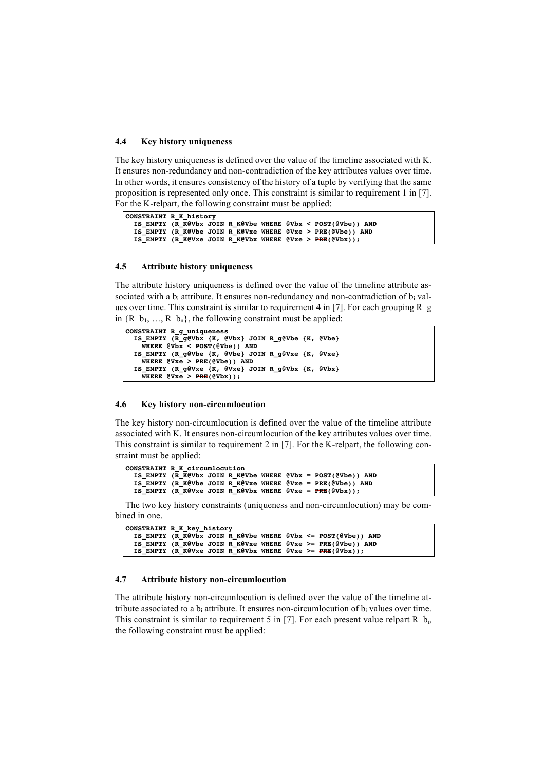### 4.4 Key history uniqueness

The key history uniqueness is defined over the value of the timeline associated with K. It ensures non-redundancy and non-contradiction of the key attributes values over time. In other words, it ensures consistency of the history of a tuple by verifying that the same proposition is represented only once. This constraint is similar to requirement 1 in [7]. For the K-relpart, the following constraint must be applied:

```
CONSTRAINT R_K_history
  IS_EMPTY (R_K@Vbx JOIN R_K@Vbe WHERE @Vbx < POST(@Vbe)) AND
  IS_EMPTY (R_K@Vbe JOIN R_K@Vxe WHERE @Vxe > PRE(@Vbe)) AND
  IS_EMPTY (R_K@Vxe JOIN R_K@Vbx WHERE @Vxe > PRE(@Vbx));
```

### 4.5 Attribute history uniqueness

The attribute history uniqueness is defined over the value of the timeline attribute associated with a $b_i$ attribute. It ensures non-redundancy and non-contradiction of $b_i$ values over time. This constraint is similar to requirement 4 in [7]. For each grouping R_g in {R_$b_1$, …, R_$b_n$}, the following constraint must be applied:

```
CONSTRAINT R_g_uniqueness
  IS_EMPTY (R_g@Vbx {K, @Vbx} JOIN R_g@Vbe {K, @Vbe}
    WHERE @Vbx < POST(@Vbe)) AND
  IS_EMPTY (R_g@Vbe {K, @Vbe} JOIN R_g@Vxe {K, @Vxe}
    WHERE @Vxe > PRE(@Vbe)) AND
  IS_EMPTY (R_g@Vxe {K, @Vxe} JOIN R_g@Vbx {K, @Vbx}
    WHERE @Vxe > PRE(@Vbx));
```

### 4.6 Key history non-circumlocution

The key history non-circumlocution is defined over the value of the timeline attribute associated with K. It ensures non-circumlocution of the key attributes values over time. This constraint is similar to requirement 2 in [7]. For the K-relpart, the following constraint must be applied:

```
CONSTRAINT R_K_circumlocution
  IS_EMPTY (R_K@Vbx JOIN R_K@Vbe WHERE @Vbx = POST(@Vbe)) AND
  IS_EMPTY (R_K@Vbe JOIN R_K@Vxe WHERE @Vxe = PRE(@Vbe)) AND
  IS_EMPTY (R_K@Vxe JOIN R_K@Vbx WHERE @Vxe = PRE(@Vbx));
```

The two key history constraints (uniqueness and non-circumlocution) may be combined in one.

```
CONSTRAINT R_K_key_history
  IS_EMPTY (R_K@Vbx JOIN R_K@Vbe WHERE @Vbx <= POST(@Vbe)) AND
  IS_EMPTY (R_K@Vbe JOIN R_K@Vxe WHERE @Vxe >= PRE(@Vbe)) AND
  IS_EMPTY (R_K@Vxe JOIN R_K@Vbx WHERE @Vxe >= PRE(@Vbx));
```

### 4.7 Attribute history non-circumlocution

The attribute history non-circumlocution is defined over the value of the timeline attribute associated to a $b_i$ attribute. It ensures non-circumlocution of $b_i$ values over time. This constraint is similar to requirement 5 in [7]. For each present value relpart R_$b_i$, the following constraint must be applied: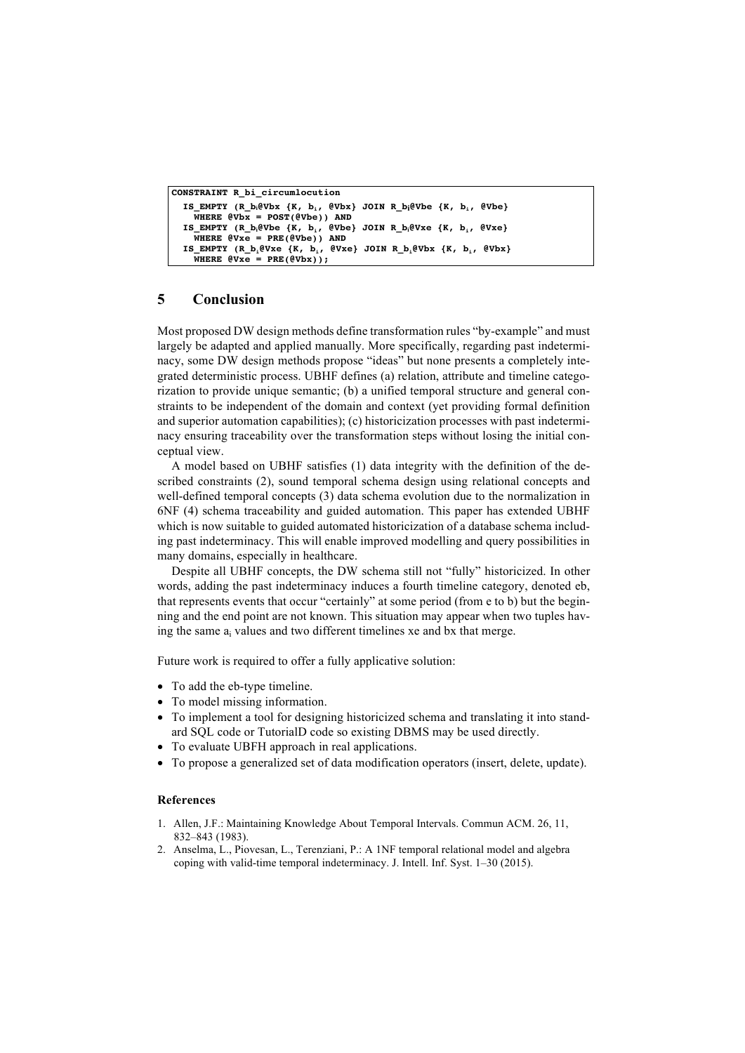```
CONSTRAINT R_bi_circumlocution
  IS_EMPTY (R_bi@Vbx {K, bi, @Vbx} JOIN R_bi@Vbe {K, bi, @Vbe}
    WHERE @Vbx = POST(@Vbe)) AND
  IS_EMPTY (R_bi@Vbe {K, bi, @Vbe} JOIN R_bi@Vxe {K, bi, @Vxe}
    WHERE @Vxe = PRE(@Vbe)) AND
  IS_EMPTY (R_bi@Vxe {K, bi, @Vxe} JOIN R_bi@Vbx {K, bi, @Vbx}
    WHERE @Vxe = PRE(@Vbx));
```

## 5 Conclusion

Most proposed DW design methods define transformation rules "by-example" and must largely be adapted and applied manually. More specifically, regarding past indeterminacy, some DW design methods propose "ideas" but none presents a completely integrated deterministic process. UBHF defines (a) relation, attribute and timeline categorization to provide unique semantic; (b) a unified temporal structure and general constraints to be independent of the domain and context (yet providing formal definition and superior automation capabilities); (c) historicization processes with past indeterminacy ensuring traceability over the transformation steps without losing the initial conceptual view.

A model based on UBHF satisfies (1) data integrity with the definition of the described constraints (2), sound temporal schema design using relational concepts and well-defined temporal concepts (3) data schema evolution due to the normalization in 6NF (4) schema traceability and guided automation. This paper has extended UBHF which is now suitable to guided automated historicization of a database schema including past indeterminacy. This will enable improved modelling and query possibilities in many domains, especially in healthcare.

Despite all UBHF concepts, the DW schema still not "fully" historicized. In other words, adding the past indeterminacy induces a fourth timeline category, denoted eb, that represents events that occur "certainly" at some period (from e to b) but the beginning and the end point are not known. This situation may appear when two tuples having the same $a_i$ values and two different timelines xe and bx that merge.

Future work is required to offer a fully applicative solution:

- To add the eb-type timeline.
- To model missing information.
- To implement a tool for designing historicized schema and translating it into standard SQL code or TutorialD code so existing DBMS may be used directly.
- To evaluate UBFH approach in real applications.
- To propose a generalized set of data modification operators (insert, delete, update).

### References

1. Allen, J.F.: Maintaining Knowledge About Temporal Intervals. Commun ACM. 26, 11, 832–843 (1983).
2. Anselma, L., Piovesan, L., Terenziani, P.: A 1NF temporal relational model and algebra coping with valid-time temporal indeterminacy. J. Intell. Inf. Syst. 1–30 (2015).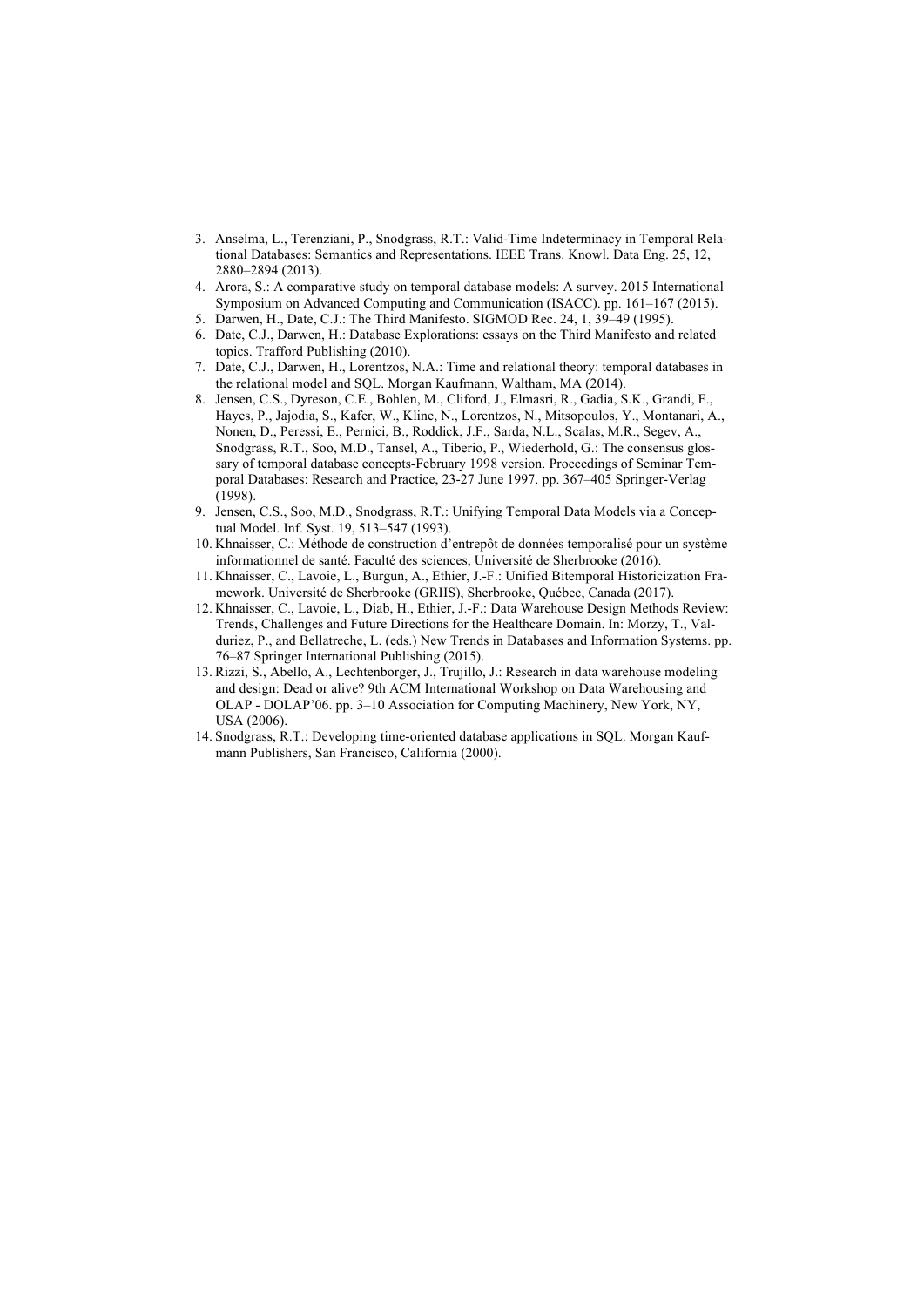3. Anselma, L., Terenziani, P., Snodgrass, R.T.: Valid-Time Indeterminacy in Temporal Relational Databases: Semantics and Representations. IEEE Trans. Knowl. Data Eng. 25, 12, 2880–2894 (2013).
4. Arora, S.: A comparative study on temporal database models: A survey. 2015 International Symposium on Advanced Computing and Communication (ISACC). pp. 161–167 (2015).
5. Darwen, H., Date, C.J.: The Third Manifesto. SIGMOD Rec. 24, 1, 39–49 (1995).
6. Date, C.J., Darwen, H.: Database Explorations: essays on the Third Manifesto and related topics. Trafford Publishing (2010).
7. Date, C.J., Darwen, H., Lorentzos, N.A.: Time and relational theory: temporal databases in the relational model and SQL. Morgan Kaufmann, Waltham, MA (2014).
8. Jensen, C.S., Dyreson, C.E., Bohlen, M., Cliford, J., Elmasri, R., Gadia, S.K., Grandi, F., Hayes, P., Jajodia, S., Kafer, W., Kline, N., Lorentzos, N., Mitsopoulos, Y., Montanari, A., Nonen, D., Peressi, E., Pernici, B., Roddick, J.F., Sarda, N.L., Scalas, M.R., Segev, A., Snodgrass, R.T., Soo, M.D., Tansel, A., Tiberio, P., Wiederhold, G.: The consensus glossary of temporal database concepts-February 1998 version. Proceedings of Seminar Temporal Databases: Research and Practice, 23-27 June 1997. pp. 367–405 Springer-Verlag (1998).
9. Jensen, C.S., Soo, M.D., Snodgrass, R.T.: Unifying Temporal Data Models via a Conceptual Model. Inf. Syst. 19, 513–547 (1993).
10. Khnaisser, C.: Méthode de construction d'entrepôt de données temporalisé pour un système informationnel de santé. Faculté des sciences, Université de Sherbrooke (2016).
11. Khnaisser, C., Lavoie, L., Burgun, A., Ethier, J.-F.: Unified Bitemporal Historicization Framework. Université de Sherbrooke (GRIIS), Sherbrooke, Québec, Canada (2017).
12. Khnaisser, C., Lavoie, L., Diab, H., Ethier, J.-F.: Data Warehouse Design Methods Review: Trends, Challenges and Future Directions for the Healthcare Domain. In: Morzy, T., Valduriez, P., and Bellatreche, L. (eds.) New Trends in Databases and Information Systems. pp. 76–87 Springer International Publishing (2015).
13. Rizzi, S., Abello, A., Lechtenborger, J., Trujillo, J.: Research in data warehouse modeling and design: Dead or alive? 9th ACM International Workshop on Data Warehousing and OLAP - DOLAP'06. pp. 3–10 Association for Computing Machinery, New York, NY, USA (2006).
14. Snodgrass, R.T.: Developing time-oriented database applications in SQL. Morgan Kaufmann Publishers, San Francisco, California (2000).